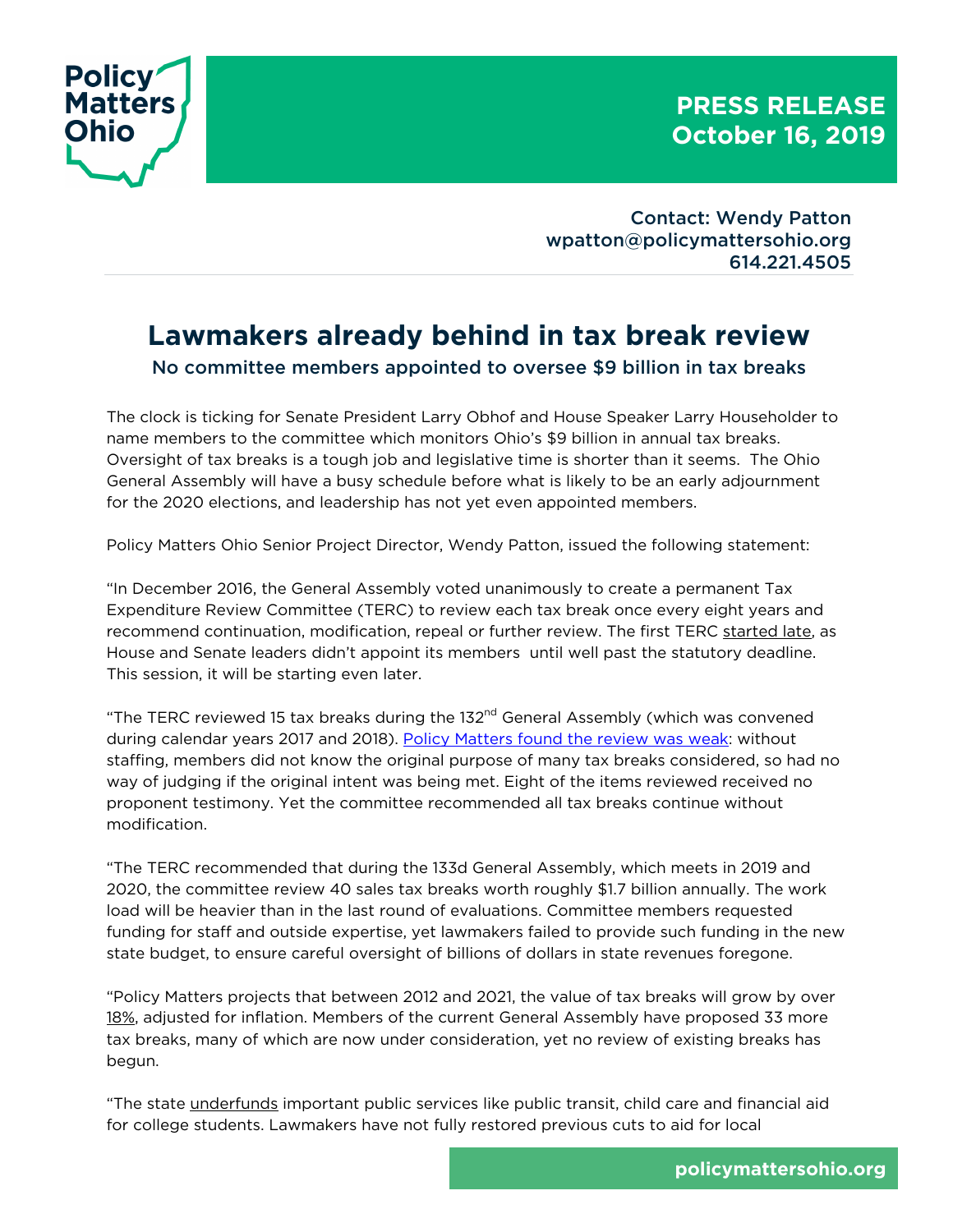**PRESS RELEASE**
**October 16, 2019**

Contact: Wendy Patton
wpatton@policymattersohio.org
614.221.4505

# Lawmakers already behind in tax break review

## No committee members appointed to oversee $9 billion in tax breaks

The clock is ticking for Senate President Larry Obhof and House Speaker Larry Householder to name members to the committee which monitors Ohio's $9 billion in annual tax breaks. Oversight of tax breaks is a tough job and legislative time is shorter than it seems. The Ohio General Assembly will have a busy schedule before what is likely to be an early adjournment for the 2020 elections, and leadership has not yet even appointed members.

Policy Matters Ohio Senior Project Director, Wendy Patton, issued the following statement:

"In December 2016, the General Assembly voted unanimously to create a permanent Tax Expenditure Review Committee (TERC) to review each tax break once every eight years and recommend continuation, modification, repeal or further review. The first TERC started late, as House and Senate leaders didn't appoint its members until well past the statutory deadline. This session, it will be starting even later.

"The TERC reviewed 15 tax breaks during the 132nd General Assembly (which was convened during calendar years 2017 and 2018). Policy Matters found the review was weak: without staffing, members did not know the original purpose of many tax breaks considered, so had no way of judging if the original intent was being met. Eight of the items reviewed received no proponent testimony. Yet the committee recommended all tax breaks continue without modification.

"The TERC recommended that during the 133d General Assembly, which meets in 2019 and 2020, the committee review 40 sales tax breaks worth roughly $1.7 billion annually. The work load will be heavier than in the last round of evaluations. Committee members requested funding for staff and outside expertise, yet lawmakers failed to provide such funding in the new state budget, to ensure careful oversight of billions of dollars in state revenues foregone.

"Policy Matters projects that between 2012 and 2021, the value of tax breaks will grow by over 18%, adjusted for inflation. Members of the current General Assembly have proposed 33 more tax breaks, many of which are now under consideration, yet no review of existing breaks has begun.

"The state underfunds important public services like public transit, child care and financial aid for college students. Lawmakers have not fully restored previous cuts to aid for local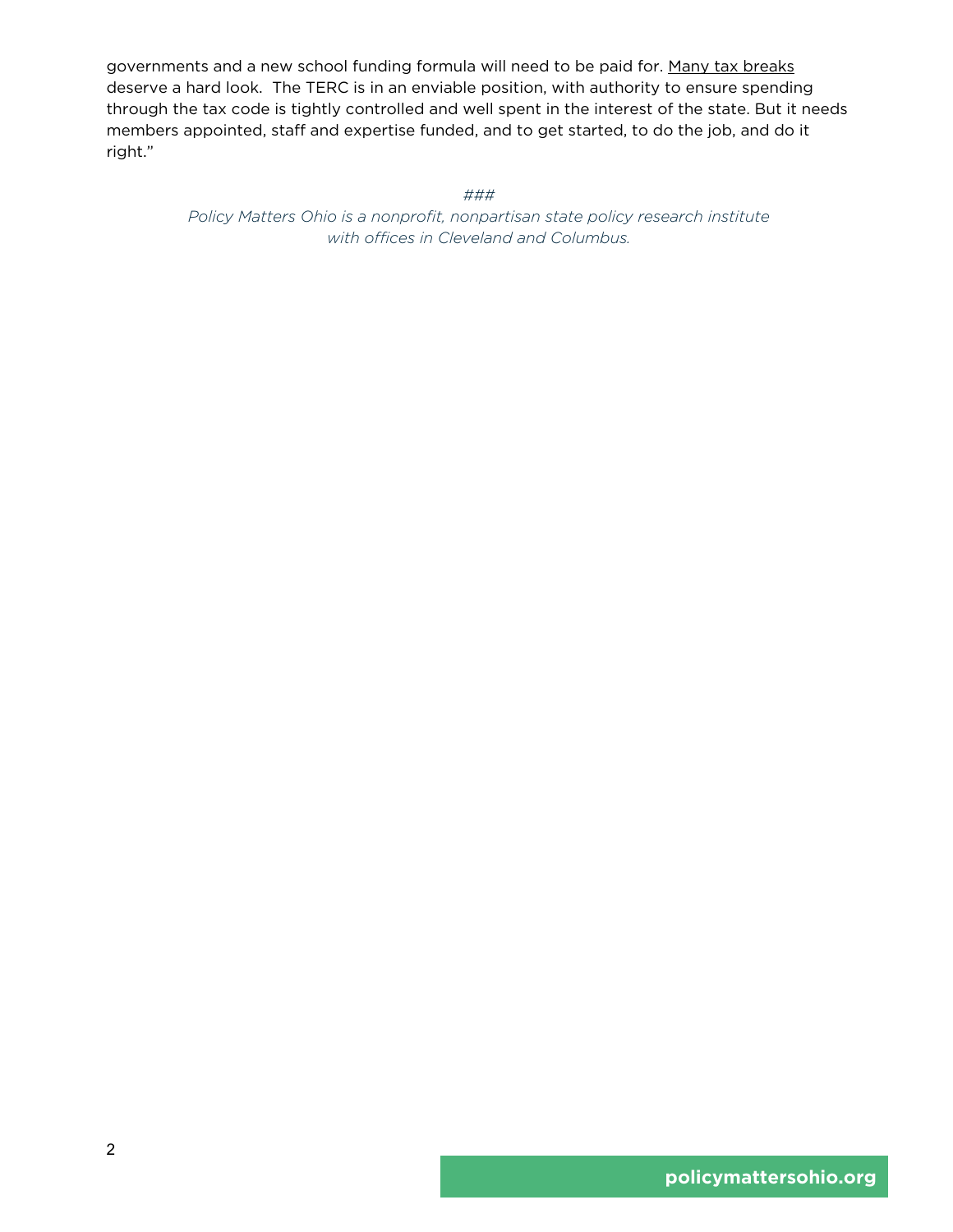governments and a new school funding formula will need to be paid for. Many tax breaks deserve a hard look. The TERC is in an enviable position, with authority to ensure spending through the tax code is tightly controlled and well spent in the interest of the state. But it needs members appointed, staff and expertise funded, and to get started, to do the job, and do it right."

*###*

*Policy Matters Ohio is a nonprofit, nonpartisan state policy research institute with offices in Cleveland and Columbus.*